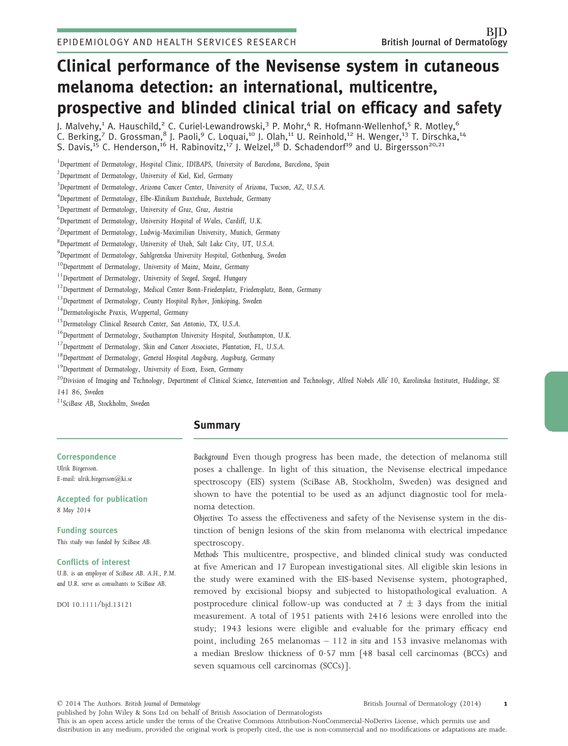EPIDEMIOLOGY AND HEALTH SERVICES RESEARCH

# Clinical performance of the Nevisense system in cutaneous melanoma detection: an international, multicentre, prospective and blinded clinical trial on efficacy and safety

J. Malvehy,[1] A. Hauschild,[2] C. Curiel-Lewandrowski,[3] P. Mohr,[4] R. Hofmann-Wellenhof,[5] R. Motley,[6] C. Berking,[7] D. Grossman,[8] J. Paoli,[9] C. Loquai,[10] J. Olah,[11] U. Reinhold,[12] H. Wenger,[13] T. Dirschka,[14] S. Davis,[15] C. Henderson,[16] H. Rabinovitz,[17] J. Welzel,[18] D. Schadendorf[19] and U. Birgersson[20,21]

[1]Department of Dermatology, Hospital Clinic, IDIBAPS, University of Barcelona, Barcelona, Spain
[2]Department of Dermatology, University of Kiel, Kiel, Germany
[3]Department of Dermatology, Arizona Cancer Center, University of Arizona, Tucson, AZ, U.S.A.
[4]Department of Dermatology, Elbe-Klinikum Buxtehude, Buxtehude, Germany
[5]Department of Dermatology, University of Graz, Graz, Austria
[6]Department of Dermatology, University Hospital of Wales, Cardiff, U.K.
[7]Department of Dermatology, Ludwig-Maximilian University, Munich, Germany
[8]Department of Dermatology, University of Utah, Salt Lake City, UT, U.S.A.
[9]Department of Dermatology, Sahlgrenska University Hospital, Gothenburg, Sweden
[10]Department of Dermatology, University of Mainz, Mainz, Germany
[11]Department of Dermatology, University of Szeged, Szeged, Hungary
[12]Department of Dermatology, Medical Center Bonn-Friedenplatz, Friedensplatz, Bonn, Germany
[13]Department of Dermatology, County Hospital Ryhov, Jönköping, Sweden
[14]Dermatologische Praxis, Wuppertal, Germany
[15]Dermatology Clinical Research Center, San Antonio, TX, U.S.A.
[16]Department of Dermatology, Southampton University Hospital, Southampton, U.K.
[17]Department of Dermatology, Skin and Cancer Associates, Plantation, FL, U.S.A.
[18]Department of Dermatology, General Hospital Augsburg, Augsburg, Germany
[19]Department of Dermatology, University of Essen, Essen, Germany
[20]Division of Imaging and Technology, Department of Clinical Science, Intervention and Technology, Alfred Nobels Allé 10, Karolinska Institutet, Huddinge, SE 141 86, Sweden
[21]SciBase AB, Stockholm, Sweden

## Summary

*Background* Even though progress has been made, the detection of melanoma still poses a challenge. In light of this situation, the Nevisense electrical impedance spectroscopy (EIS) system (SciBase AB, Stockholm, Sweden) was designed and shown to have the potential to be used as an adjunct diagnostic tool for melanoma detection.

*Objectives* To assess the effectiveness and safety of the Nevisense system in the distinction of benign lesions of the skin from melanoma with electrical impedance spectroscopy.

*Methods* This multicentre, prospective, and blinded clinical study was conducted at five American and 17 European investigational sites. All eligible skin lesions in the study were examined with the EIS-based Nevisense system, photographed, removed by excisional biopsy and subjected to histopathological evaluation. A postprocedure clinical follow-up was conducted at 7 ± 3 days from the initial measurement. A total of 1951 patients with 2416 lesions were enrolled into the study; 1943 lesions were eligible and evaluable for the primary efficacy end point, including 265 melanomas – 112 *in situ* and 153 invasive melanomas with a median Breslow thickness of 0·57 mm [48 basal cell carcinomas (BCCs) and seven squamous cell carcinomas (SCCs)].

**Correspondence**
Ulrik Birgersson.
E-mail: ulrik.birgersson@ki.se

**Accepted for publication**
8 May 2014

**Funding sources**
This study was funded by SciBase AB.

**Conflicts of interest**
U.B. is an employee of SciBase AB. A.H., P.M. and U.R. serve as consultants to SciBase AB.

DOI 10.1111/bjd.13121

© 2014 The Authors. British Journal of Dermatology published by John Wiley & Sons Ltd on behalf of British Association of Dermatologists

This is an open access article under the terms of the Creative Commons Attribution-NonCommercial-NoDerivs License, which permits use and distribution in any medium, provided the original work is properly cited, the use is non-commercial and no modifications or adaptations are made.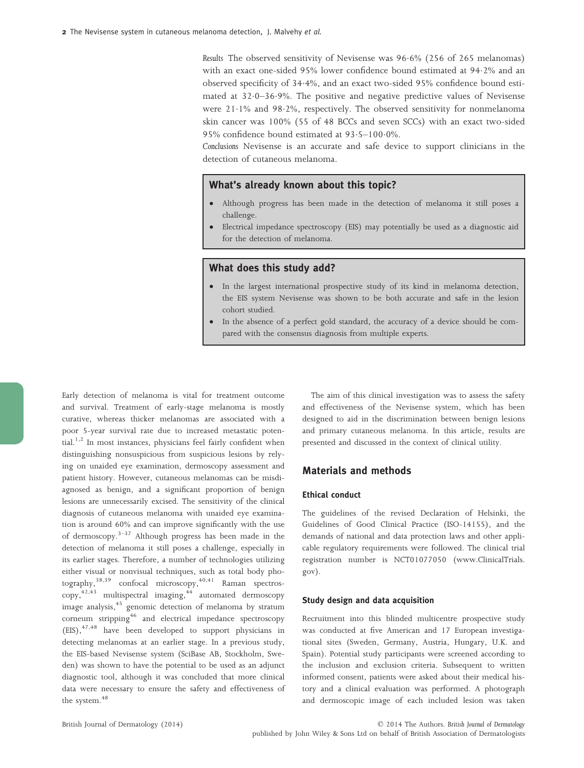*Results* The observed sensitivity of Nevisense was 96·6% (256 of 265 melanomas) with an exact one-sided 95% lower confidence bound estimated at 94·2% and an observed specificity of 34·4%, and an exact two-sided 95% confidence bound estimated at 32·0–36·9%. The positive and negative predictive values of Nevisense were 21·1% and 98·2%, respectively. The observed sensitivity for nonmelanoma skin cancer was 100% (55 of 48 BCCs and seven SCCs) with an exact two-sided 95% confidence bound estimated at 93·5–100·0%.

*Conclusions* Nevisense is an accurate and safe device to support clinicians in the detection of cutaneous melanoma.

### What's already known about this topic?

- Although progress has been made in the detection of melanoma it still poses a challenge.
- Electrical impedance spectroscopy (EIS) may potentially be used as a diagnostic aid for the detection of melanoma.

### What does this study add?

- In the largest international prospective study of its kind in melanoma detection, the EIS system Nevisense was shown to be both accurate and safe in the lesion cohort studied.
- In the absence of a perfect gold standard, the accuracy of a device should be compared with the consensus diagnosis from multiple experts.

Early detection of melanoma is vital for treatment outcome and survival. Treatment of early-stage melanoma is mostly curative, whereas thicker melanomas are associated with a poor 5-year survival rate due to increased metastatic potential.[1,2] In most instances, physicians feel fairly confident when distinguishing nonsuspicious from suspicious lesions by relying on unaided eye examination, dermoscopy assessment and patient history. However, cutaneous melanomas can be misdiagnosed as benign, and a significant proportion of benign lesions are unnecessarily excised. The sensitivity of the clinical diagnosis of cutaneous melanoma with unaided eye examination is around 60% and can improve significantly with the use of dermoscopy.[3–37] Although progress has been made in the detection of melanoma it still poses a challenge, especially in its earlier stages. Therefore, a number of technologies utilizing either visual or nonvisual techniques, such as total body photography,[38,39] confocal microscopy,[40,41] Raman spectroscopy,[42,43] multispectral imaging,[44] automated dermoscopy image analysis,[45] genomic detection of melanoma by stratum corneum stripping[46] and electrical impedance spectroscopy (EIS),[47,48] have been developed to support physicians in detecting melanomas at an earlier stage. In a previous study, the EIS-based Nevisense system (SciBase AB, Stockholm, Sweden) was shown to have the potential to be used as an adjunct diagnostic tool, although it was concluded that more clinical data were necessary to ensure the safety and effectiveness of the system.[48]

The aim of this clinical investigation was to assess the safety and effectiveness of the Nevisense system, which has been designed to aid in the discrimination between benign lesions and primary cutaneous melanoma. In this article, results are presented and discussed in the context of clinical utility.

## Materials and methods

### Ethical conduct

The guidelines of the revised Declaration of Helsinki, the Guidelines of Good Clinical Practice (ISO-14155), and the demands of national and data protection laws and other applicable regulatory requirements were followed. The clinical trial registration number is NCT01077050 (www.ClinicalTrials.gov).

### Study design and data acquisition

Recruitment into this blinded multicentre prospective study was conducted at five American and 17 European investigational sites (Sweden, Germany, Austria, Hungary, U.K. and Spain). Potential study participants were screened according to the inclusion and exclusion criteria. Subsequent to written informed consent, patients were asked about their medical history and a clinical evaluation was performed. A photograph and dermoscopic image of each included lesion was taken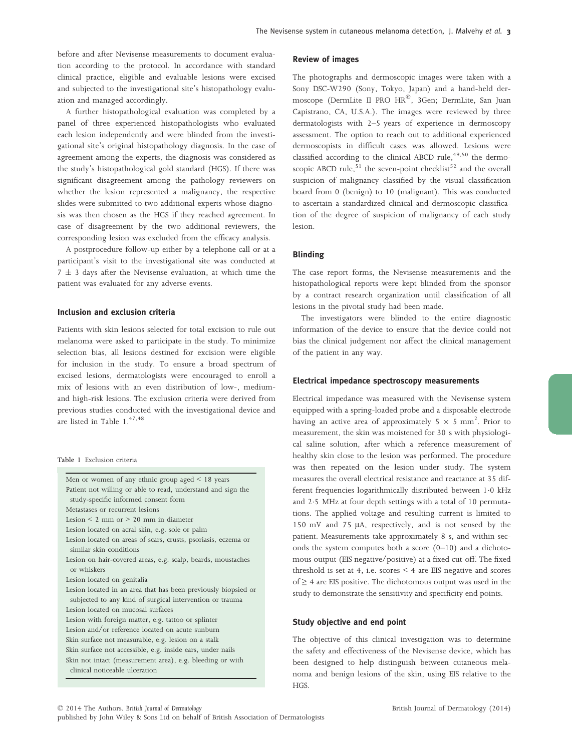before and after Nevisense measurements to document evaluation according to the protocol. In accordance with standard clinical practice, eligible and evaluable lesions were excised and subjected to the investigational site's histopathology evaluation and managed accordingly.

A further histopathological evaluation was completed by a panel of three experienced histopathologists who evaluated each lesion independently and were blinded from the investigational site's original histopathology diagnosis. In the case of agreement among the experts, the diagnosis was considered as the study's histopathological gold standard (HGS). If there was significant disagreement among the pathology reviewers on whether the lesion represented a malignancy, the respective slides were submitted to two additional experts whose diagnosis was then chosen as the HGS if they reached agreement. In case of disagreement by the two additional reviewers, the corresponding lesion was excluded from the efficacy analysis.

A postprocedure follow-up either by a telephone call or at a participant's visit to the investigational site was conducted at $7 \pm 3$ days after the Nevisense evaluation, at which time the patient was evaluated for any adverse events.

### Inclusion and exclusion criteria

Patients with skin lesions selected for total excision to rule out melanoma were asked to participate in the study. To minimize selection bias, all lesions destined for excision were eligible for inclusion in the study. To ensure a broad spectrum of excised lesions, dermatologists were encouraged to enroll a mix of lesions with an even distribution of low-, medium- and high-risk lesions. The exclusion criteria were derived from previous studies conducted with the investigational device and are listed in Table 1.[47,48]

Table 1 Exclusion criteria

| |
|---|
| Men or women of any ethnic group aged < 18 years |
| Patient not willing or able to read, understand and sign the study-specific informed consent form |
| Metastases or recurrent lesions |
| Lesion < 2 mm or > 20 mm in diameter |
| Lesion located on acral skin, e.g. sole or palm |
| Lesion located on areas of scars, crusts, psoriasis, eczema or similar skin conditions |
| Lesion on hair-covered areas, e.g. scalp, beards, moustaches or whiskers |
| Lesion located on genitalia |
| Lesion located in an area that has been previously biopsied or subjected to any kind of surgical intervention or trauma |
| Lesion located on mucosal surfaces |
| Lesion with foreign matter, e.g. tattoo or splinter |
| Lesion and/or reference located on acute sunburn |
| Skin surface not measurable, e.g. lesion on a stalk |
| Skin surface not accessible, e.g. inside ears, under nails |
| Skin not intact (measurement area), e.g. bleeding or with clinical noticeable ulceration |

### Review of images

The photographs and dermoscopic images were taken with a Sony DSC-W290 (Sony, Tokyo, Japan) and a hand-held dermoscope (DermLite II PRO HR®, 3Gen; DermLite, San Juan Capistrano, CA, U.S.A.). The images were reviewed by three dermatologists with 2–5 years of experience in dermoscopy assessment. The option to reach out to additional experienced dermoscopists in difficult cases was allowed. Lesions were classified according to the clinical ABCD rule,[49,50] the dermoscopic ABCD rule,[51] the seven-point checklist[52] and the overall suspicion of malignancy classified by the visual classification board from 0 (benign) to 10 (malignant). This was conducted to ascertain a standardized clinical and dermoscopic classification of the degree of suspicion of malignancy of each study lesion.

### Blinding

The case report forms, the Nevisense measurements and the histopathological reports were kept blinded from the sponsor by a contract research organization until classification of all lesions in the pivotal study had been made.

The investigators were blinded to the entire diagnostic information of the device to ensure that the device could not bias the clinical judgement nor affect the clinical management of the patient in any way.

### Electrical impedance spectroscopy measurements

Electrical impedance was measured with the Nevisense system equipped with a spring-loaded probe and a disposable electrode having an active area of approximately $5 \times 5$ mm$^2$. Prior to measurement, the skin was moistened for 30 s with physiological saline solution, after which a reference measurement of healthy skin close to the lesion was performed. The procedure was then repeated on the lesion under study. The system measures the overall electrical resistance and reactance at 35 different frequencies logarithmically distributed between 1·0 kHz and 2·5 MHz at four depth settings with a total of 10 permutations. The applied voltage and resulting current is limited to 150 mV and 75 μA, respectively, and is not sensed by the patient. Measurements take approximately 8 s, and within seconds the system computes both a score (0–10) and a dichotomous output (EIS negative/positive) at a fixed cut-off. The fixed threshold is set at 4, i.e. scores < 4 are EIS negative and scores of ≥ 4 are EIS positive. The dichotomous output was used in the study to demonstrate the sensitivity and specificity end points.

### Study objective and end point

The objective of this clinical investigation was to determine the safety and effectiveness of the Nevisense device, which has been designed to help distinguish between cutaneous melanoma and benign lesions of the skin, using EIS relative to the HGS.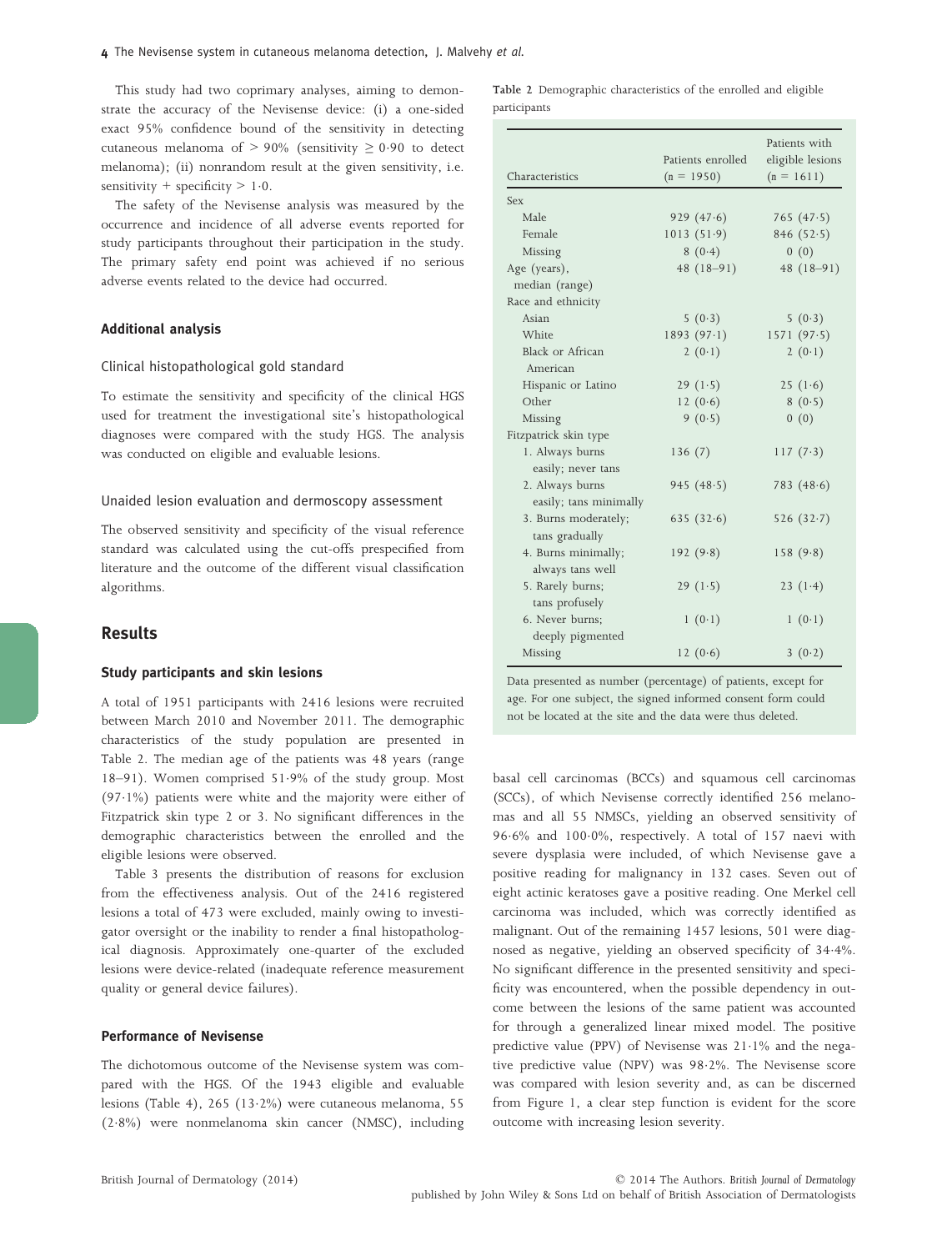This study had two coprimary analyses, aiming to demonstrate the accuracy of the Nevisense device: (i) a one-sided exact 95% confidence bound of the sensitivity in detecting cutaneous melanoma of > 90% (sensitivity ≥ 0·90 to detect melanoma); (ii) nonrandom result at the given sensitivity, i.e. sensitivity + specificity > 1·0.

The safety of the Nevisense analysis was measured by the occurrence and incidence of all adverse events reported for study participants throughout their participation in the study. The primary safety end point was achieved if no serious adverse events related to the device had occurred.

### Additional analysis

#### Clinical histopathological gold standard

To estimate the sensitivity and specificity of the clinical HGS used for treatment the investigational site's histopathological diagnoses were compared with the study HGS. The analysis was conducted on eligible and evaluable lesions.

#### Unaided lesion evaluation and dermoscopy assessment

The observed sensitivity and specificity of the visual reference standard was calculated using the cut-offs prespecified from literature and the outcome of the different visual classification algorithms.

## Results

### Study participants and skin lesions

A total of 1951 participants with 2416 lesions were recruited between March 2010 and November 2011. The demographic characteristics of the study population are presented in Table 2. The median age of the patients was 48 years (range 18–91). Women comprised 51·9% of the study group. Most (97·1%) patients were white and the majority were either of Fitzpatrick skin type 2 or 3. No significant differences in the demographic characteristics between the enrolled and the eligible lesions were observed.

Table 3 presents the distribution of reasons for exclusion from the effectiveness analysis. Out of the 2416 registered lesions a total of 473 were excluded, mainly owing to investigator oversight or the inability to render a final histopathological diagnosis. Approximately one-quarter of the excluded lesions were device-related (inadequate reference measurement quality or general device failures).

### Performance of Nevisense

The dichotomous outcome of the Nevisense system was compared with the HGS. Of the 1943 eligible and evaluable lesions (Table 4), 265 (13·2%) were cutaneous melanoma, 55 (2·8%) were nonmelanoma skin cancer (NMSC), including basal cell carcinomas (BCCs) and squamous cell carcinomas (SCCs), of which Nevisense correctly identified 256 melanomas and all 55 NMSCs, yielding an observed sensitivity of 96·6% and 100·0%, respectively. A total of 157 naevi with severe dysplasia were included, of which Nevisense gave a positive reading for malignancy in 132 cases. Seven out of eight actinic keratoses gave a positive reading. One Merkel cell carcinoma was included, which was correctly identified as malignant. Out of the remaining 1457 lesions, 501 were diagnosed as negative, yielding an observed specificity of 34·4%. No significant difference in the presented sensitivity and specificity was encountered, when the possible dependency in outcome between the lesions of the same patient was accounted for through a generalized linear mixed model. The positive predictive value (PPV) of Nevisense was 21·1% and the negative predictive value (NPV) was 98·2%. The Nevisense score was compared with lesion severity and, as can be discerned from Figure 1, a clear step function is evident for the score outcome with increasing lesion severity.

**Table 2** Demographic characteristics of the enrolled and eligible participants

| Characteristics | Patients enrolled (n = 1950) | Patients with eligible lesions (n = 1611) |
|---|---|---|
| Sex | | |
| Male | 929 (47·6) | 765 (47·5) |
| Female | 1013 (51·9) | 846 (52·5) |
| Missing | 8 (0·4) | 0 (0) |
| Age (years), median (range) | 48 (18–91) | 48 (18–91) |
| Race and ethnicity | | |
| Asian | 5 (0·3) | 5 (0·3) |
| White | 1893 (97·1) | 1571 (97·5) |
| Black or African American | 2 (0·1) | 2 (0·1) |
| Hispanic or Latino | 29 (1·5) | 25 (1·6) |
| Other | 12 (0·6) | 8 (0·5) |
| Missing | 9 (0·5) | 0 (0) |
| Fitzpatrick skin type | | |
| 1. Always burns easily; never tans | 136 (7) | 117 (7·3) |
| 2. Always burns easily; tans minimally | 945 (48·5) | 783 (48·6) |
| 3. Burns moderately; tans gradually | 635 (32·6) | 526 (32·7) |
| 4. Burns minimally; always tans well | 192 (9·8) | 158 (9·8) |
| 5. Rarely burns; tans profusely | 29 (1·5) | 23 (1·4) |
| 6. Never burns; deeply pigmented | 1 (0·1) | 1 (0·1) |
| Missing | 12 (0·6) | 3 (0·2) |

Data presented as number (percentage) of patients, except for age. For one subject, the signed informed consent form could not be located at the site and the data were thus deleted.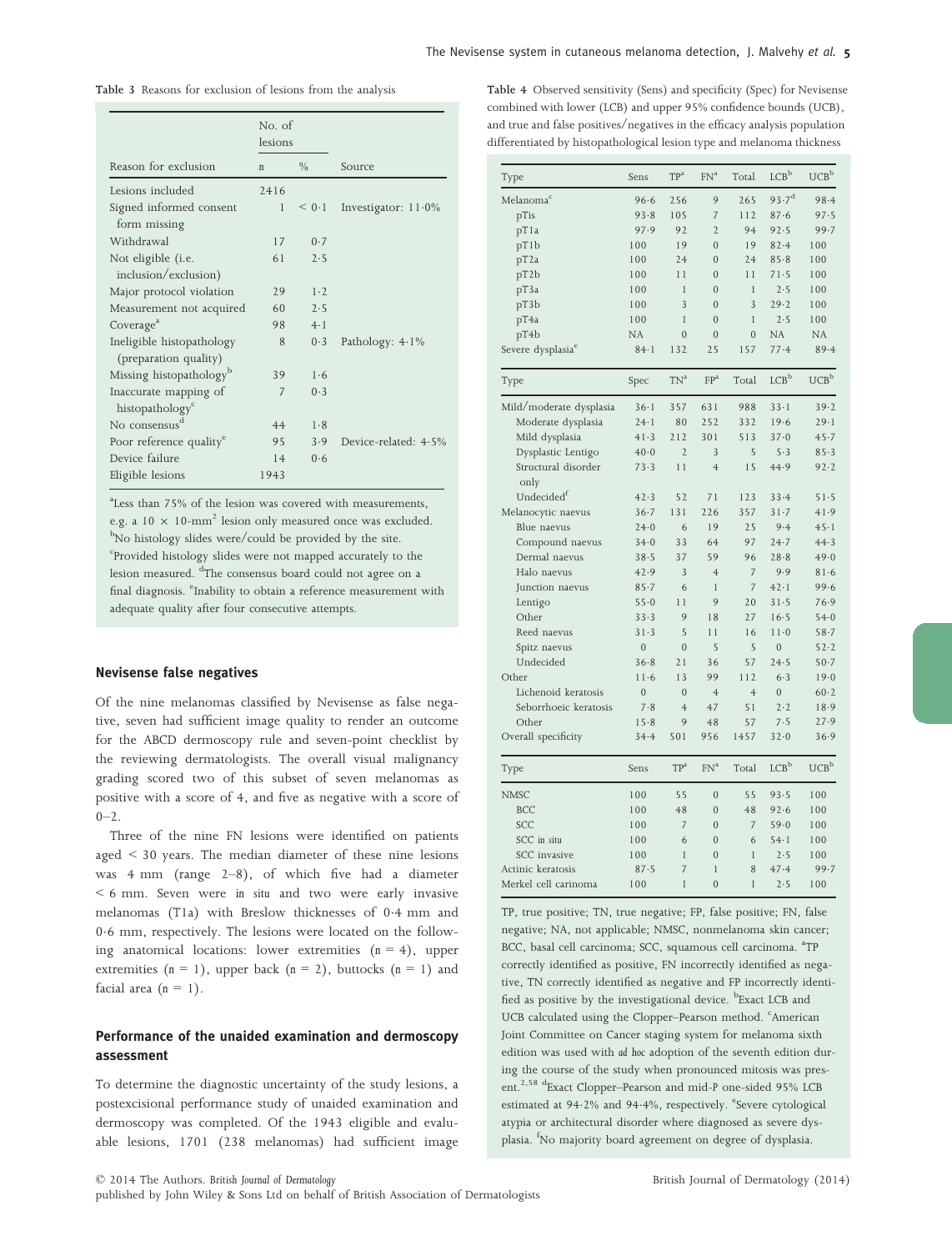**Table 3** Reasons for exclusion of lesions from the analysis

| Reason for exclusion | No. of lesions n | % | Source |
|---|---|---|---|
| Lesions included | 2416 | | |
| Signed informed consent form missing | 1 | < 0·1 | Investigator: 11·0% |
| Withdrawal | 17 | 0·7 | |
| Not eligible (i.e. inclusion/exclusion) | 61 | 2·5 | |
| Major protocol violation | 29 | 1·2 | |
| Measurement not acquired | 60 | 2·5 | |
| Coverage[a] | 98 | 4·1 | |
| Ineligible histopathology (preparation quality) | 8 | 0·3 | Pathology: 4·1% |
| Missing histopathology[b] | 39 | 1·6 | |
| Inaccurate mapping of histopathology[c] | 7 | 0·3 | |
| No consensus[d] | 44 | 1·8 | |
| Poor reference quality[e] | 95 | 3·9 | Device-related: 4·5% |
| Device failure | 14 | 0·6 | |
| Eligible lesions | 1943 | | |

[a]Less than 75% of the lesion was covered with measurements, e.g. a $10 \times 10$-mm$^2$ lesion only measured once was excluded. [b]No histology slides were/could be provided by the site. [c]Provided histology slides were not mapped accurately to the lesion measured. [d]The consensus board could not agree on a final diagnosis. [e]Inability to obtain a reference measurement with adequate quality after four consecutive attempts.

## Nevisense false negatives

Of the nine melanomas classified by Nevisense as false negative, seven had sufficient image quality to render an outcome for the ABCD dermoscopy rule and seven-point checklist by the reviewing dermatologists. The overall visual malignancy grading scored two of this subset of seven melanomas as positive with a score of 4, and five as negative with a score of 0–2.

Three of the nine FN lesions were identified on patients aged < 30 years. The median diameter of these nine lesions was 4 mm (range 2–8), of which five had a diameter < 6 mm. Seven were *in situ* and two were early invasive melanomas (T1a) with Breslow thicknesses of 0·4 mm and 0·6 mm, respectively. The lesions were located on the following anatomical locations: lower extremities (n = 4), upper extremities (n = 1), upper back (n = 2), buttocks (n = 1) and facial area (n = 1).

## Performance of the unaided examination and dermoscopy assessment

To determine the diagnostic uncertainty of the study lesions, a postexcisional performance study of unaided examination and dermoscopy was completed. Of the 1943 eligible and evaluable lesions, 1701 (238 melanomas) had sufficient image

**Table 4** Observed sensitivity (Sens) and specificity (Spec) for Nevisense combined with lower (LCB) and upper 95% confidence bounds (UCB), and true and false positives/negatives in the efficacy analysis population differentiated by histopathological lesion type and melanoma thickness

| Type | Sens | TP[a] | FN[a] | Total | LCB[b] | UCB[b] |
|---|---|---|---|---|---|---|
| Melanoma[c] | 96·6 | 256 | 9 | 265 | 93·7[d] | 98·4 |
| pTis | 93·8 | 105 | 7 | 112 | 87·6 | 97·5 |
| pT1a | 97·9 | 92 | 2 | 94 | 92·5 | 99·7 |
| pT1b | 100 | 19 | 0 | 19 | 82·4 | 100 |
| pT2a | 100 | 24 | 0 | 24 | 85·8 | 100 |
| pT2b | 100 | 11 | 0 | 11 | 71·5 | 100 |
| pT3a | 100 | 1 | 0 | 1 | 2·5 | 100 |
| pT3b | 100 | 3 | 0 | 3 | 29·2 | 100 |
| pT4a | 100 | 1 | 0 | 1 | 2·5 | 100 |
| pT4b | NA | 0 | 0 | 0 | NA | NA |
| Severe dysplasia[e] | 84·1 | 132 | 25 | 157 | 77·4 | 89·4 |
| **Type** | **Spec** | **TN[a]** | **FP[a]** | **Total** | **LCB[b]** | **UCB[b]** |
| Mild/moderate dysplasia | 36·1 | 357 | 631 | 988 | 33·1 | 39·2 |
| Moderate dysplasia | 24·1 | 80 | 252 | 332 | 19·6 | 29·1 |
| Mild dysplasia | 41·3 | 212 | 301 | 513 | 37·0 | 45·7 |
| Dysplastic Lentigo | 40·0 | 2 | 3 | 5 | 5·3 | 85·3 |
| Structural disorder only | 73·3 | 11 | 4 | 15 | 44·9 | 92·2 |
| Undecided[f] | 42·3 | 52 | 71 | 123 | 33·4 | 51·5 |
| Melanocytic naevus | 36·7 | 131 | 226 | 357 | 31·7 | 41·9 |
| Blue naevus | 24·0 | 6 | 19 | 25 | 9·4 | 45·1 |
| Compound naevus | 34·0 | 33 | 64 | 97 | 24·7 | 44·3 |
| Dermal naevus | 38·5 | 37 | 59 | 96 | 28·8 | 49·0 |
| Halo naevus | 42·9 | 3 | 4 | 7 | 9·9 | 81·6 |
| Junction naevus | 85·7 | 6 | 1 | 7 | 42·1 | 99·6 |
| Lentigo | 55·0 | 11 | 9 | 20 | 31·5 | 76·9 |
| Other | 33·3 | 9 | 18 | 27 | 16·5 | 54·0 |
| Reed naevus | 31·3 | 5 | 11 | 16 | 11·0 | 58·7 |
| Spitz naevus | 0 | 0 | 5 | 5 | 0 | 52·2 |
| Undecided | 36·8 | 21 | 36 | 57 | 24·5 | 50·7 |
| Other | 11·6 | 13 | 99 | 112 | 6·3 | 19·0 |
| Lichenoid keratosis | 0 | 0 | 4 | 4 | 0 | 60·2 |
| Seborrhoeic keratosis | 7·8 | 4 | 47 | 51 | 2·2 | 18·9 |
| Other | 15·8 | 9 | 48 | 57 | 7·5 | 27·9 |
| Overall specificity | 34·4 | 501 | 956 | 1457 | 32·0 | 36·9 |
| **Type** | **Sens** | **TP[a]** | **FN[a]** | **Total** | **LCB[b]** | **UCB[b]** |
| NMSC | 100 | 55 | 0 | 55 | 93·5 | 100 |
| BCC | 100 | 48 | 0 | 48 | 92·6 | 100 |
| SCC | 100 | 7 | 0 | 7 | 59·0 | 100 |
| SCC *in situ* | 100 | 6 | 0 | 6 | 54·1 | 100 |
| SCC invasive | 100 | 1 | 0 | 1 | 2·5 | 100 |
| Actinic keratosis | 87·5 | 7 | 1 | 8 | 47·4 | 99·7 |
| Merkel cell carinoma | 100 | 1 | 0 | 1 | 2·5 | 100 |

TP, true positive; TN, true negative; FP, false positive; FN, false negative; NA, not applicable; NMSC, nonmelanoma skin cancer; BCC, basal cell carcinoma; SCC, squamous cell carcinoma. [a]TP correctly identified as positive, FN incorrectly identified as negative, TN correctly identified as negative and FP incorrectly identified as positive by the investigational device. [b]Exact LCB and UCB calculated using the Clopper–Pearson method. [c]American Joint Committee on Cancer staging system for melanoma sixth edition was used with *ad hoc* adoption of the seventh edition during the course of the study when pronounced mitosis was present.[2,58] [d]Exact Clopper–Pearson and mid-P one-sided 95% LCB estimated at 94·2% and 94·4%, respectively. [e]Severe cytological atypia or architectural disorder where diagnosed as severe dysplasia. [f]No majority board agreement on degree of dysplasia.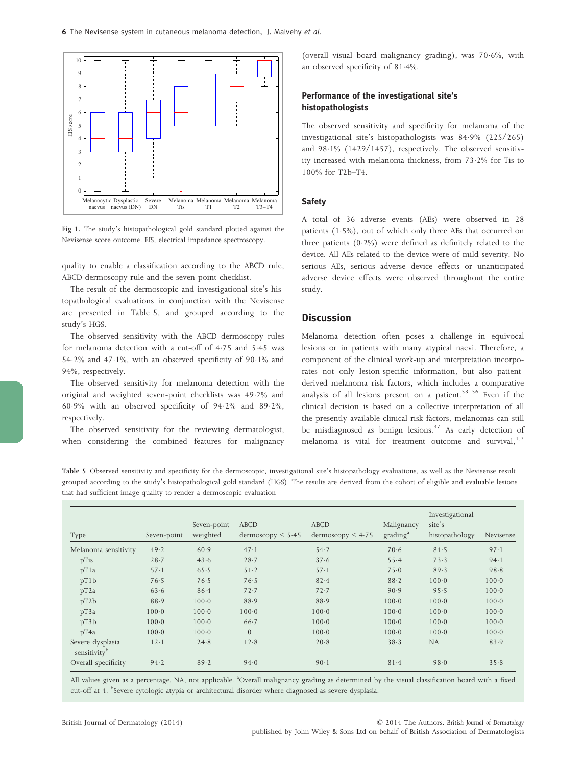Fig 1. The study's histopathological gold standard plotted against the Nevisense score outcome. EIS, electrical impedance spectroscopy.

quality to enable a classification according to the ABCD rule, ABCD dermoscopy rule and the seven-point checklist.

The result of the dermoscopic and investigational site's histopathological evaluations in conjunction with the Nevisense are presented in Table 5, and grouped according to the study's HGS.

The observed sensitivity with the ABCD dermoscopy rules for melanoma detection with a cut-off of 4·75 and 5·45 was 54·2% and 47·1%, with an observed specificity of 90·1% and 94%, respectively.

The observed sensitivity for melanoma detection with the original and weighted seven-point checklists was 49·2% and 60·9% with an observed specificity of 94·2% and 89·2%, respectively.

The observed sensitivity for the reviewing dermatologist, when considering the combined features for malignancy (overall visual board malignancy grading), was 70·6%, with an observed specificity of 81·4%.

### Performance of the investigational site's histopathologists

The observed sensitivity and specificity for melanoma of the investigational site's histopathologists was 84·9% (225/265) and 98·1% (1429/1457), respectively. The observed sensitivity increased with melanoma thickness, from 73·2% for Tis to 100% for T2b–T4.

### Safety

A total of 36 adverse events (AEs) were observed in 28 patients (1·5%), out of which only three AEs that occurred on three patients (0·2%) were defined as definitely related to the device. All AEs related to the device were of mild severity. No serious AEs, serious adverse device effects or unanticipated adverse device effects were observed throughout the entire study.

## Discussion

Melanoma detection often poses a challenge in equivocal lesions or in patients with many atypical naevi. Therefore, a component of the clinical work-up and interpretation incorporates not only lesion-specific information, but also patient-derived melanoma risk factors, which includes a comparative analysis of all lesions present on a patient.[53–56] Even if the clinical decision is based on a collective interpretation of all the presently available clinical risk factors, melanomas can still be misdiagnosed as benign lesions.[37] As early detection of melanoma is vital for treatment outcome and survival,[1,2]

Table 5 Observed sensitivity and specificity for the dermoscopic, investigational site's histopathology evaluations, as well as the Nevisense result grouped according to the study's histopathological gold standard (HGS). The results are derived from the cohort of eligible and evaluable lesions that had sufficient image quality to render a dermoscopic evaluation

| Type | Seven-point | Seven-point weighted | ABCD dermoscopy < 5·45 | ABCD dermoscopy < 4·75 | Malignancy grading[a] | Investigational site's histopathology | Nevisense |
|---|---|---|---|---|---|---|---|
| Melanoma sensitivity | 49·2 | 60·9 | 47·1 | 54·2 | 70·6 | 84·5 | 97·1 |
| pTis | 28·7 | 43·6 | 28·7 | 37·6 | 55·4 | 73·3 | 94·1 |
| pT1a | 57·1 | 65·5 | 51·2 | 57·1 | 75·0 | 89·3 | 98·8 |
| pT1b | 76·5 | 76·5 | 76·5 | 82·4 | 88·2 | 100·0 | 100·0 |
| pT2a | 63·6 | 86·4 | 72·7 | 72·7 | 90·9 | 95·5 | 100·0 |
| pT2b | 88·9 | 100·0 | 88·9 | 88·9 | 100·0 | 100·0 | 100·0 |
| pT3a | 100·0 | 100·0 | 100·0 | 100·0 | 100·0 | 100·0 | 100·0 |
| pT3b | 100·0 | 100·0 | 66·7 | 100·0 | 100·0 | 100·0 | 100·0 |
| pT4a | 100·0 | 100·0 | 0 | 100·0 | 100·0 | 100·0 | 100·0 |
| Severe dysplasia sensitivity[b] | 12·1 | 24·8 | 12·8 | 20·8 | 38·3 | NA | 83·9 |
| Overall specificity | 94·2 | 89·2 | 94·0 | 90·1 | 81·4 | 98·0 | 35·8 |

All values given as a percentage. NA, not applicable. [a]Overall malignancy grading as determined by the visual classification board with a fixed cut-off at 4. [b]Severe cytologic atypia or architectural disorder where diagnosed as severe dysplasia.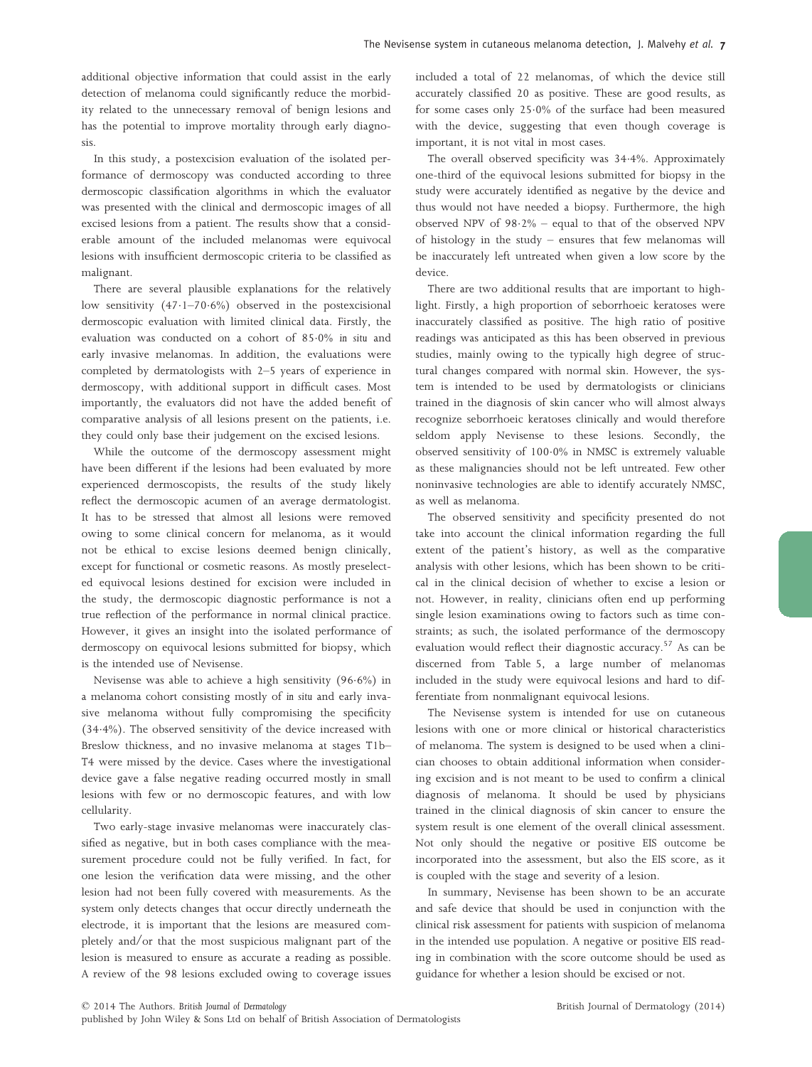additional objective information that could assist in the early detection of melanoma could significantly reduce the morbidity related to the unnecessary removal of benign lesions and has the potential to improve mortality through early diagnosis.

In this study, a postexcision evaluation of the isolated performance of dermoscopy was conducted according to three dermoscopic classification algorithms in which the evaluator was presented with the clinical and dermoscopic images of all excised lesions from a patient. The results show that a considerable amount of the included melanomas were equivocal lesions with insufficient dermoscopic criteria to be classified as malignant.

There are several plausible explanations for the relatively low sensitivity (47·1–70·6%) observed in the postexcisional dermoscopic evaluation with limited clinical data. Firstly, the evaluation was conducted on a cohort of 85·0% *in situ* and early invasive melanomas. In addition, the evaluations were completed by dermatologists with 2–5 years of experience in dermoscopy, with additional support in difficult cases. Most importantly, the evaluators did not have the added benefit of comparative analysis of all lesions present on the patients, i.e. they could only base their judgement on the excised lesions.

While the outcome of the dermoscopy assessment might have been different if the lesions had been evaluated by more experienced dermoscopists, the results of the study likely reflect the dermoscopic acumen of an average dermatologist. It has to be stressed that almost all lesions were removed owing to some clinical concern for melanoma, as it would not be ethical to excise lesions deemed benign clinically, except for functional or cosmetic reasons. As mostly preselected equivocal lesions destined for excision were included in the study, the dermoscopic diagnostic performance is not a true reflection of the performance in normal clinical practice. However, it gives an insight into the isolated performance of dermoscopy on equivocal lesions submitted for biopsy, which is the intended use of Nevisense.

Nevisense was able to achieve a high sensitivity (96·6%) in a melanoma cohort consisting mostly of *in situ* and early invasive melanoma without fully compromising the specificity (34·4%). The observed sensitivity of the device increased with Breslow thickness, and no invasive melanoma at stages T1b–T4 were missed by the device. Cases where the investigational device gave a false negative reading occurred mostly in small lesions with few or no dermoscopic features, and with low cellularity.

Two early-stage invasive melanomas were inaccurately classified as negative, but in both cases compliance with the measurement procedure could not be fully verified. In fact, for one lesion the verification data were missing, and the other lesion had not been fully covered with measurements. As the system only detects changes that occur directly underneath the electrode, it is important that the lesions are measured completely and/or that the most suspicious malignant part of the lesion is measured to ensure as accurate a reading as possible. A review of the 98 lesions excluded owing to coverage issues included a total of 22 melanomas, of which the device still accurately classified 20 as positive. These are good results, as for some cases only 25·0% of the surface had been measured with the device, suggesting that even though coverage is important, it is not vital in most cases.

The overall observed specificity was 34·4%. Approximately one-third of the equivocal lesions submitted for biopsy in the study were accurately identified as negative by the device and thus would not have needed a biopsy. Furthermore, the high observed NPV of 98·2% – equal to that of the observed NPV of histology in the study – ensures that few melanomas will be inaccurately left untreated when given a low score by the device.

There are two additional results that are important to highlight. Firstly, a high proportion of seborrhoeic keratoses were inaccurately classified as positive. The high ratio of positive readings was anticipated as this has been observed in previous studies, mainly owing to the typically high degree of structural changes compared with normal skin. However, the system is intended to be used by dermatologists or clinicians trained in the diagnosis of skin cancer who will almost always recognize seborrhoeic keratoses clinically and would therefore seldom apply Nevisense to these lesions. Secondly, the observed sensitivity of 100·0% in NMSC is extremely valuable as these malignancies should not be left untreated. Few other noninvasive technologies are able to identify accurately NMSC, as well as melanoma.

The observed sensitivity and specificity presented do not take into account the clinical information regarding the full extent of the patient's history, as well as the comparative analysis with other lesions, which has been shown to be critical in the clinical decision of whether to excise a lesion or not. However, in reality, clinicians often end up performing single lesion examinations owing to factors such as time constraints; as such, the isolated performance of the dermoscopy evaluation would reflect their diagnostic accuracy.[57] As can be discerned from Table 5, a large number of melanomas included in the study were equivocal lesions and hard to differentiate from nonmalignant equivocal lesions.

The Nevisense system is intended for use on cutaneous lesions with one or more clinical or historical characteristics of melanoma. The system is designed to be used when a clinician chooses to obtain additional information when considering excision and is not meant to be used to confirm a clinical diagnosis of melanoma. It should be used by physicians trained in the clinical diagnosis of skin cancer to ensure the system result is one element of the overall clinical assessment. Not only should the negative or positive EIS outcome be incorporated into the assessment, but also the EIS score, as it is coupled with the stage and severity of a lesion.

In summary, Nevisense has been shown to be an accurate and safe device that should be used in conjunction with the clinical risk assessment for patients with suspicion of melanoma in the intended use population. A negative or positive EIS reading in combination with the score outcome should be used as guidance for whether a lesion should be excised or not.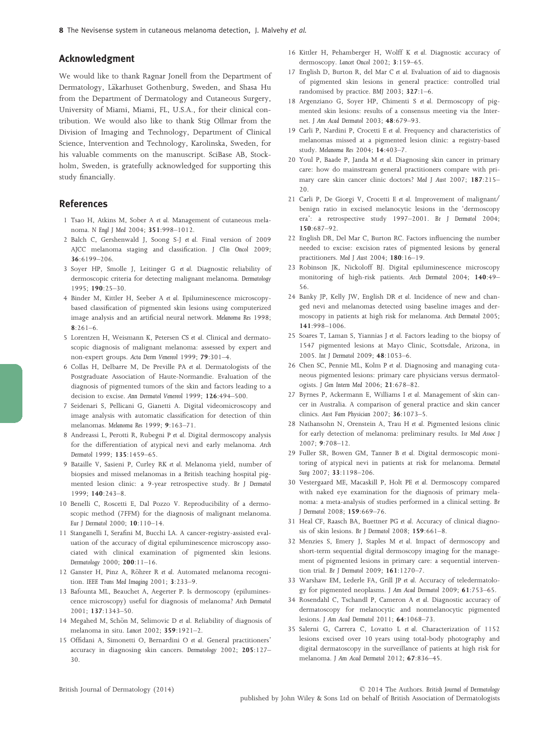## Acknowledgment

We would like to thank Ragnar Jonell from the Department of Dermatology, Läkarhuset Gothenburg, Sweden, and Shasa Hu from the Department of Dermatology and Cutaneous Surgery, University of Miami, Miami, FL, U.S.A., for their clinical contribution. We would also like to thank Stig Ollmar from the Division of Imaging and Technology, Department of Clinical Science, Intervention and Technology, Karolinska, Sweden, for his valuable comments on the manuscript. SciBase AB, Stockholm, Sweden, is gratefully acknowledged for supporting this study financially.

## References

1 Tsao H, Atkins M, Sober A *et al.* Management of cutaneous melanoma. *N Engl J Med* 2004; **351**:998–1012.
2 Balch C, Gershenwald J, Soong S-J *et al.* Final version of 2009 AJCC melanoma staging and classification. *J Clin Oncol* 2009; **36**:6199–206.
3 Soyer HP, Smolle J, Leitinger G *et al.* Diagnostic reliability of dermoscopic criteria for detecting malignant melanoma. *Dermatology* 1995; **190**:25–30.
4 Binder M, Kittler H, Seeber A *et al.* Epiluminescence microscopy-based classification of pigmented skin lesions using computerized image analysis and an artificial neural network. *Melanoma Res* 1998; **8**:261–6.
5 Lorentzen H, Weismann K, Petersen CS *et al.* Clinical and dermatoscopic diagnosis of malignant melanoma: assessed by expert and non-expert groups. *Acta Derm Venereol* 1999; **79**:301–4.
6 Collas H, Delbarre M, De Preville PA *et al.* Dermatologists of the Postgraduate Association of Haute-Normandie. Evaluation of the diagnosis of pigmented tumors of the skin and factors leading to a decision to excise. *Ann Dermatol Venereol* 1999; **126**:494–500.
7 Seidenari S, Pellicani G, Gianetti A. Digital videomicroscopy and image analysis with automatic classification for detection of thin melanomas. *Melanoma Res* 1999; **9**:163–71.
8 Andreassi L, Perotti R, Rubegni P *et al.* Digital dermoscopy analysis for the differentiation of atypical nevi and early melanoma. *Arch Dermatol* 1999; **135**:1459–65.
9 Bataille V, Sasieni P, Curley RK *et al.* Melanoma yield, number of biopsies and missed melanomas in a British teaching hospital pigmented lesion clinic: a 9-year retrospective study. *Br J Dermatol* 1999; **140**:243–8.
10 Benelli C, Roscetti E, Dal Pozzo V. Reproducibility of a dermoscopic method (7FFM) for the diagnosis of malignant melanoma. *Eur J Dermatol* 2000; **10**:110–14.
11 Stanganelli I, Serafini M, Bucchi LA. A cancer-registry-assisted evaluation of the accuracy of digital epiluminescence microscopy associated with clinical examination of pigmented skin lesions. *Dermatology* 2000; **200**:11–16.
12 Ganster H, Pinz A, Röhrer R *et al.* Automated melanoma recognition. *IEEE Trans Med Imaging* 2001; **3**:233–9.
13 Bafounta ML, Beauchet A, Aegerter P. Is dermoscopy (epiluminescence microscopy) useful for diagnosis of melanoma? *Arch Dermatol* 2001; **137**:1343–50.
14 Megahed M, Schön M, Selimovic D *et al.* Reliability of diagnosis of melanoma in situ. *Lancet* 2002; **359**:1921–2.
15 Offidani A, Simonetti O, Bernardini O *et al.* General practitioners' accuracy in diagnosing skin cancers. *Dermatology* 2002; **205**:127–30.
16 Kittler H, Pehamberger H, Wolff K *et al.* Diagnostic accuracy of dermoscopy. *Lancet Oncol* 2002; **3**:159–65.
17 English D, Burton R, del Mar C *et al.* Evaluation of aid to diagnosis of pigmented skin lesions in general practice: controlled trial randomised by practice. *BMJ* 2003; **327**:1–6.
18 Argenziano G, Soyer HP, Chimenti S *et al.* Dermoscopy of pigmented skin lesions: results of a consensus meeting via the Internet. *J Am Acad Dermatol* 2003; **48**:679–93.
19 Carli P, Nardini P, Crocetti E *et al.* Frequency and characteristics of melanomas missed at a pigmented lesion clinic: a registry-based study. *Melanoma Res* 2004; **14**:403–7.
20 Youl P, Baade P, Janda M *et al.* Diagnosing skin cancer in primary care: how do mainstream general practitioners compare with primary care skin cancer clinic doctors? *Med J Aust* 2007; **187**:215–20.
21 Carli P, De Giorgi V, Crocetti E *et al.* Improvement of malignant/benign ratio in excised melanocytic lesions in the 'dermoscopy era': a retrospective study 1997–2001. *Br J Dermatol* 2004; **150**:687–92.
22 English DR, Del Mar C, Burton RC. Factors influencing the number needed to excise: excision rates of pigmented lesions by general practitioners. *Med J Aust* 2004; **180**:16–19.
23 Robinson JK, Nickoloff BJ. Digital epiluminescence microscopy monitoring of high-risk patients. *Arch Dermatol* 2004; **140**:49–56.
24 Banky JP, Kelly JW, English DR *et al.* Incidence of new and changed nevi and melanomas detected using baseline images and dermoscopy in patients at high risk for melanoma. *Arch Dermatol* 2005; **141**:998–1006.
25 Soares T, Laman S, Yiannias J *et al.* Factors leading to the biopsy of 1547 pigmented lesions at Mayo Clinic, Scottsdale, Arizona, in 2005. *Int J Dermatol* 2009; **48**:1053–6.
26 Chen SC, Pennie ML, Kolm P *et al.* Diagnosing and managing cutaneous pigmented lesions: primary care physicians versus dermatologists. *J Gen Intern Med* 2006; **21**:678–82.
27 Byrnes P, Ackermann E, Williams I *et al.* Management of skin cancer in Australia. A comparison of general practice and skin cancer clinics. *Aust Fam Physician* 2007; **36**:1073–5.
28 Nathansohn N, Orenstein A, Trau H *et al.* Pigmented lesions clinic for early detection of melanoma: preliminary results. *Isr Med Assoc J* 2007; **9**:708–12.
29 Fuller SR, Bowen GM, Tanner B *et al.* Digital dermoscopic monitoring of atypical nevi in patients at risk for melanoma. *Dermatol Surg* 2007; **33**:1198–206.
30 Vestergaard ME, Macaskill P, Holt PE *et al.* Dermoscopy compared with naked eye examination for the diagnosis of primary melanoma: a meta-analysis of studies performed in a clinical setting. *Br J Dermatol* 2008; **159**:669–76.
31 Heal CF, Raasch BA, Buettner PG *et al.* Accuracy of clinical diagnosis of skin lesions. *Br J Dermatol* 2008; **159**:661–8.
32 Menzies S, Emery J, Staples M *et al.* Impact of dermoscopy and short-term sequential digital dermoscopy imaging for the management of pigmented lesions in primary care: a sequential intervention trial. *Br J Dermatol* 2009; **161**:1270–7.
33 Warshaw EM, Lederle FA, Grill JP *et al.* Accuracy of teledermatology for pigmented neoplasms. *J Am Acad Dermatol* 2009; **61**:753–65.
34 Rosendahl C, Tschandl P, Cameron A *et al.* Diagnostic accuracy of dermatoscopy for melanocytic and nonmelanocytic pigmented lesions. *J Am Acad Dermatol* 2011; **64**:1068–73.
35 Salerni G, Carrera C, Lovatto L *et al.* Characterization of 1152 lesions excised over 10 years using total-body photography and digital dermatoscopy in the surveillance of patients at high risk for melanoma. *J Am Acad Dermatol* 2012; **67**:836–45.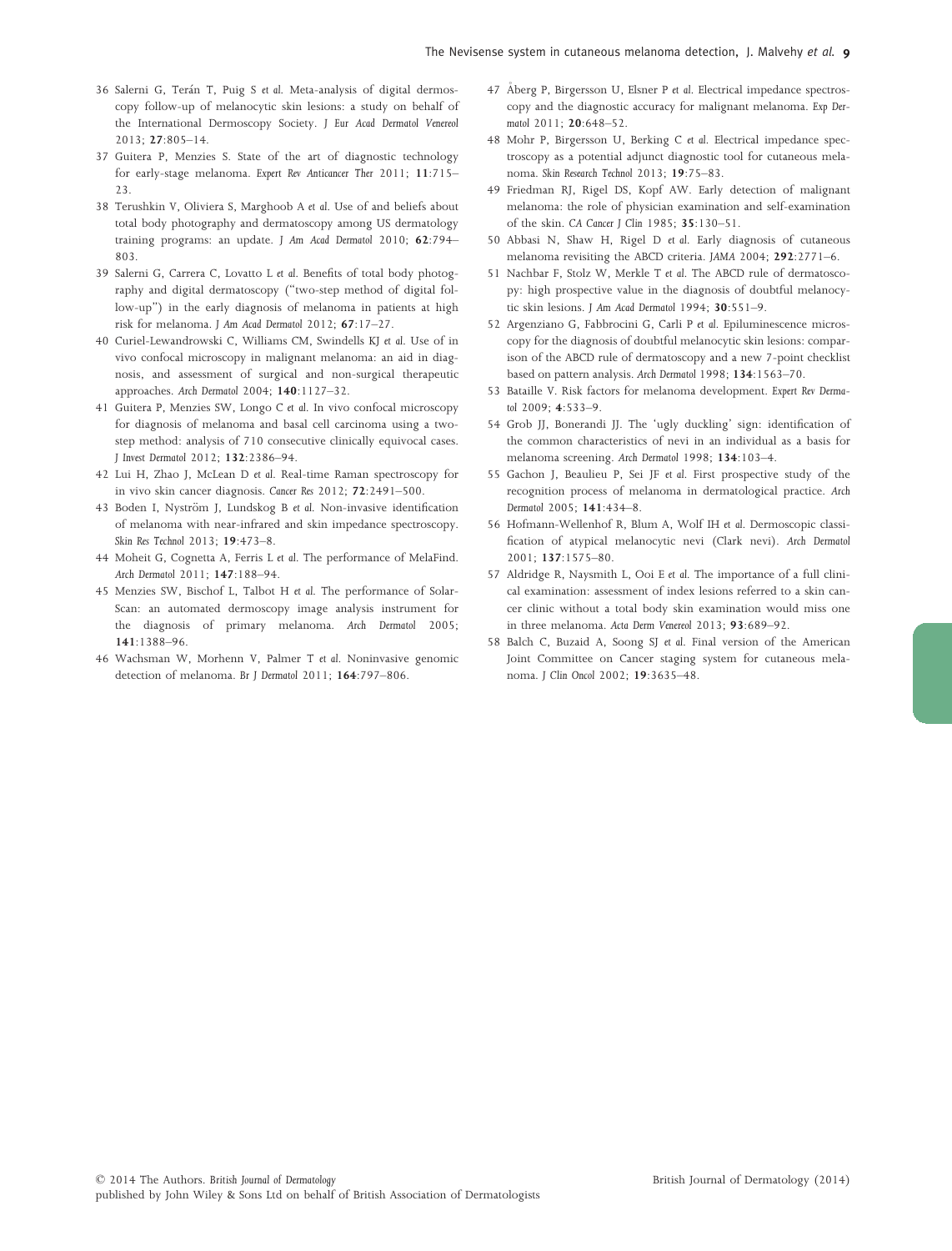36 Salerni G, Terán T, Puig S *et al.* Meta-analysis of digital dermoscopy follow-up of melanocytic skin lesions: a study on behalf of the International Dermoscopy Society. *J Eur Acad Dermatol Venereol* 2013; **27**:805–14.

37 Guitera P, Menzies S. State of the art of diagnostic technology for early-stage melanoma. *Expert Rev Anticancer Ther* 2011; **11**:715–23.

38 Terushkin V, Oliviera S, Marghoob A *et al.* Use of and beliefs about total body photography and dermatoscopy among US dermatology training programs: an update. *J Am Acad Dermatol* 2010; **62**:794–803.

39 Salerni G, Carrera C, Lovatto L *et al.* Benefits of total body photography and digital dermatoscopy ("two-step method of digital follow-up") in the early diagnosis of melanoma in patients at high risk for melanoma. *J Am Acad Dermatol* 2012; **67**:17–27.

40 Curiel-Lewandrowski C, Williams CM, Swindells KJ *et al.* Use of in vivo confocal microscopy in malignant melanoma: an aid in diagnosis, and assessment of surgical and non-surgical therapeutic approaches. *Arch Dermatol* 2004; **140**:1127–32.

41 Guitera P, Menzies SW, Longo C *et al.* In vivo confocal microscopy for diagnosis of melanoma and basal cell carcinoma using a two-step method: analysis of 710 consecutive clinically equivocal cases. *J Invest Dermatol* 2012; **132**:2386–94.

42 Lui H, Zhao J, McLean D *et al.* Real-time Raman spectroscopy for in vivo skin cancer diagnosis. *Cancer Res* 2012; **72**:2491–500.

43 Boden I, Nyström J, Lundskog B *et al.* Non-invasive identification of melanoma with near-infrared and skin impedance spectroscopy. *Skin Res Technol* 2013; **19**:473–8.

44 Moheit G, Cognetta A, Ferris L *et al.* The performance of MelaFind. *Arch Dermatol* 2011; **147**:188–94.

45 Menzies SW, Bischof L, Talbot H *et al.* The performance of SolarScan: an automated dermoscopy image analysis instrument for the diagnosis of primary melanoma. *Arch Dermatol* 2005; **141**:1388–96.

46 Wachsman W, Morhenn V, Palmer T *et al.* Noninvasive genomic detection of melanoma. *Br J Dermatol* 2011; **164**:797–806.

47 Åberg P, Birgersson U, Elsner P *et al.* Electrical impedance spectroscopy and the diagnostic accuracy for malignant melanoma. *Exp Dermatol* 2011; **20**:648–52.

48 Mohr P, Birgersson U, Berking C *et al.* Electrical impedance spectroscopy as a potential adjunct diagnostic tool for cutaneous melanoma. *Skin Research Technol* 2013; **19**:75–83.

49 Friedman RJ, Rigel DS, Kopf AW. Early detection of malignant melanoma: the role of physician examination and self-examination of the skin. *CA Cancer J Clin* 1985; **35**:130–51.

50 Abbasi N, Shaw H, Rigel D *et al.* Early diagnosis of cutaneous melanoma revisiting the ABCD criteria. *JAMA* 2004; **292**:2771–6.

51 Nachbar F, Stolz W, Merkle T *et al.* The ABCD rule of dermatoscopy: high prospective value in the diagnosis of doubtful melanocytic skin lesions. *J Am Acad Dermatol* 1994; **30**:551–9.

52 Argenziano G, Fabbrocini G, Carli P *et al.* Epiluminescence microscopy for the diagnosis of doubtful melanocytic skin lesions: comparison of the ABCD rule of dermatoscopy and a new 7-point checklist based on pattern analysis. *Arch Dermatol* 1998; **134**:1563–70.

53 Bataille V. Risk factors for melanoma development. *Expert Rev Dermatol* 2009; **4**:533–9.

54 Grob JJ, Bonerandi JJ. The 'ugly duckling' sign: identification of the common characteristics of nevi in an individual as a basis for melanoma screening. *Arch Dermatol* 1998; **134**:103–4.

55 Gachon J, Beaulieu P, Sei JF *et al.* First prospective study of the recognition process of melanoma in dermatological practice. *Arch Dermatol* 2005; **141**:434–8.

56 Hofmann-Wellenhof R, Blum A, Wolf IH *et al.* Dermoscopic classification of atypical melanocytic nevi (Clark nevi). *Arch Dermatol* 2001; **137**:1575–80.

57 Aldridge R, Naysmith L, Ooi E *et al.* The importance of a full clinical examination: assessment of index lesions referred to a skin cancer clinic without a total body skin examination would miss one in three melanoma. *Acta Derm Venereol* 2013; **93**:689–92.

58 Balch C, Buzaid A, Soong SJ *et al.* Final version of the American Joint Committee on Cancer staging system for cutaneous melanoma. *J Clin Oncol* 2002; **19**:3635–48.